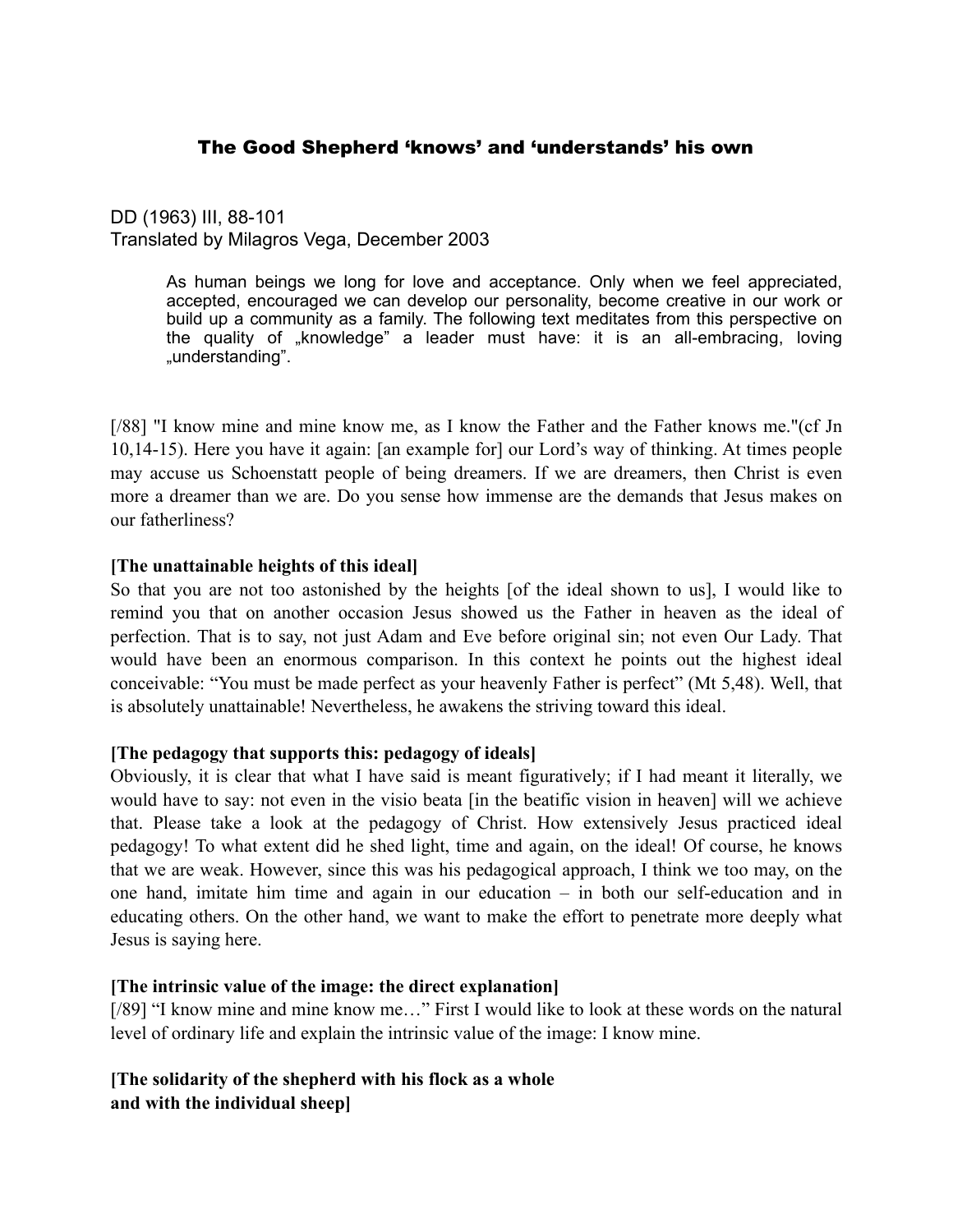# The Good Shepherd 'knows' and 'understands' his own

DD (1963) III, 88-101
Translated by Milagros Vega, December 2003

> As human beings we long for love and acceptance. Only when we feel appreciated, accepted, encouraged we can develop our personality, become creative in our work or build up a community as a family. The following text meditates from this perspective on the quality of „knowledge" a leader must have: it is an all-embracing, loving „understanding".

[/88] "I know mine and mine know me, as I know the Father and the Father knows me."(cf Jn 10,14-15). Here you have it again: [an example for] our Lord's way of thinking. At times people may accuse us Schoenstatt people of being dreamers. If we are dreamers, then Christ is even more a dreamer than we are. Do you sense how immense are the demands that Jesus makes on our fatherliness?

**[The unattainable heights of this ideal]**

So that you are not too astonished by the heights [of the ideal shown to us], I would like to remind you that on another occasion Jesus showed us the Father in heaven as the ideal of perfection. That is to say, not just Adam and Eve before original sin; not even Our Lady. That would have been an enormous comparison. In this context he points out the highest ideal conceivable: "You must be made perfect as your heavenly Father is perfect" (Mt 5,48). Well, that is absolutely unattainable! Nevertheless, he awakens the striving toward this ideal.

**[The pedagogy that supports this: pedagogy of ideals]**

Obviously, it is clear that what I have said is meant figuratively; if I had meant it literally, we would have to say: not even in the visio beata [in the beatific vision in heaven] will we achieve that. Please take a look at the pedagogy of Christ. How extensively Jesus practiced ideal pedagogy! To what extent did he shed light, time and again, on the ideal! Of course, he knows that we are weak. However, since this was his pedagogical approach, I think we too may, on the one hand, imitate him time and again in our education – in both our self-education and in educating others. On the other hand, we want to make the effort to penetrate more deeply what Jesus is saying here.

**[The intrinsic value of the image: the direct explanation]**

[/89] "I know mine and mine know me…" First I would like to look at these words on the natural level of ordinary life and explain the intrinsic value of the image: I know mine.

**[The solidarity of the shepherd with his flock as a whole and with the individual sheep]**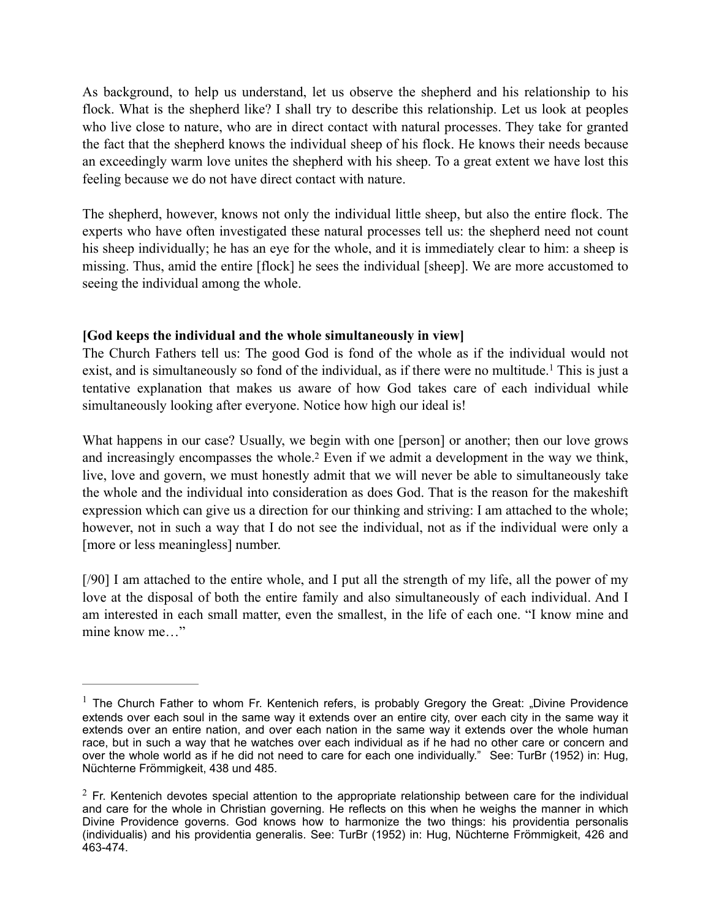As background, to help us understand, let us observe the shepherd and his relationship to his flock. What is the shepherd like? I shall try to describe this relationship. Let us look at peoples who live close to nature, who are in direct contact with natural processes. They take for granted the fact that the shepherd knows the individual sheep of his flock. He knows their needs because an exceedingly warm love unites the shepherd with his sheep. To a great extent we have lost this feeling because we do not have direct contact with nature.

The shepherd, however, knows not only the individual little sheep, but also the entire flock. The experts who have often investigated these natural processes tell us: the shepherd need not count his sheep individually; he has an eye for the whole, and it is immediately clear to him: a sheep is missing. Thus, amid the entire [flock] he sees the individual [sheep]. We are more accustomed to seeing the individual among the whole.

**[God keeps the individual and the whole simultaneously in view]**

The Church Fathers tell us: The good God is fond of the whole as if the individual would not exist, and is simultaneously so fond of the individual, as if there were no multitude.[1] This is just a tentative explanation that makes us aware of how God takes care of each individual while simultaneously looking after everyone. Notice how high our ideal is!

What happens in our case? Usually, we begin with one [person] or another; then our love grows and increasingly encompasses the whole.[2] Even if we admit a development in the way we think, live, love and govern, we must honestly admit that we will never be able to simultaneously take the whole and the individual into consideration as does God. That is the reason for the makeshift expression which can give us a direction for our thinking and striving: I am attached to the whole; however, not in such a way that I do not see the individual, not as if the individual were only a [more or less meaningless] number.

[/90] I am attached to the entire whole, and I put all the strength of my life, all the power of my love at the disposal of both the entire family and also simultaneously of each individual. And I am interested in each small matter, even the smallest, in the life of each one. "I know mine and mine know me…"

---

[1] The Church Father to whom Fr. Kentenich refers, is probably Gregory the Great: „Divine Providence extends over each soul in the same way it extends over an entire city, over each city in the same way it extends over an entire nation, and over each nation in the same way it extends over the whole human race, but in such a way that he watches over each individual as if he had no other care or concern and over the whole world as if he did not need to care for each one individually." See: TurBr (1952) in: Hug, Nüchterne Frömmigkeit, 438 und 485.

[2] Fr. Kentenich devotes special attention to the appropriate relationship between care for the individual and care for the whole in Christian governing. He reflects on this when he weighs the manner in which Divine Providence governs. God knows how to harmonize the two things: his providentia personalis (individualis) and his providentia generalis. See: TurBr (1952) in: Hug, Nüchterne Frömmigkeit, 426 and 463-474.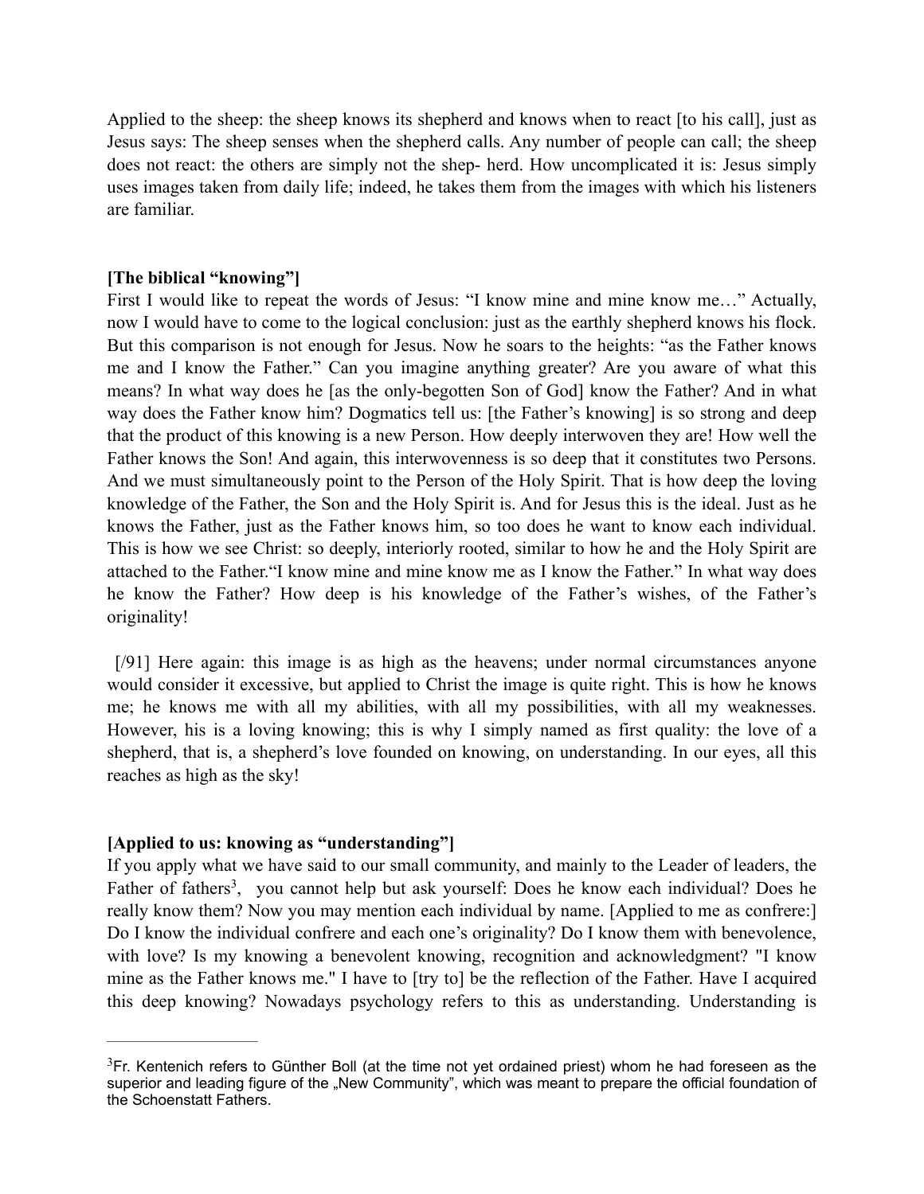Applied to the sheep: the sheep knows its shepherd and knows when to react [to his call], just as Jesus says: The sheep senses when the shepherd calls. Any number of people can call; the sheep does not react: the others are simply not the shep- herd. How uncomplicated it is: Jesus simply uses images taken from daily life; indeed, he takes them from the images with which his listeners are familiar.

**[The biblical "knowing"]**

First I would like to repeat the words of Jesus: "I know mine and mine know me…" Actually, now I would have to come to the logical conclusion: just as the earthly shepherd knows his flock. But this comparison is not enough for Jesus. Now he soars to the heights: "as the Father knows me and I know the Father." Can you imagine anything greater? Are you aware of what this means? In what way does he [as the only-begotten Son of God] know the Father? And in what way does the Father know him? Dogmatics tell us: [the Father's knowing] is so strong and deep that the product of this knowing is a new Person. How deeply interwoven they are! How well the Father knows the Son! And again, this interwovenness is so deep that it constitutes two Persons. And we must simultaneously point to the Person of the Holy Spirit. That is how deep the loving knowledge of the Father, the Son and the Holy Spirit is. And for Jesus this is the ideal. Just as he knows the Father, just as the Father knows him, so too does he want to know each individual. This is how we see Christ: so deeply, interiorly rooted, similar to how he and the Holy Spirit are attached to the Father."I know mine and mine know me as I know the Father." In what way does he know the Father? How deep is his knowledge of the Father's wishes, of the Father's originality!

[/91] Here again: this image is as high as the heavens; under normal circumstances anyone would consider it excessive, but applied to Christ the image is quite right. This is how he knows me; he knows me with all my abilities, with all my possibilities, with all my weaknesses. However, his is a loving knowing; this is why I simply named as first quality: the love of a shepherd, that is, a shepherd's love founded on knowing, on understanding. In our eyes, all this reaches as high as the sky!

**[Applied to us: knowing as "understanding"]**

If you apply what we have said to our small community, and mainly to the Leader of leaders, the Father of fathers[3], you cannot help but ask yourself: Does he know each individual? Does he really know them? Now you may mention each individual by name. [Applied to me as confrere:] Do I know the individual confrere and each one's originality? Do I know them with benevolence, with love? Is my knowing a benevolent knowing, recognition and acknowledgment? "I know mine as the Father knows me." I have to [try to] be the reflection of the Father. Have I acquired this deep knowing? Nowadays psychology refers to this as understanding. Understanding is

---

[3] Fr. Kentenich refers to Günther Boll (at the time not yet ordained priest) whom he had foreseen as the superior and leading figure of the „New Community", which was meant to prepare the official foundation of the Schoenstatt Fathers.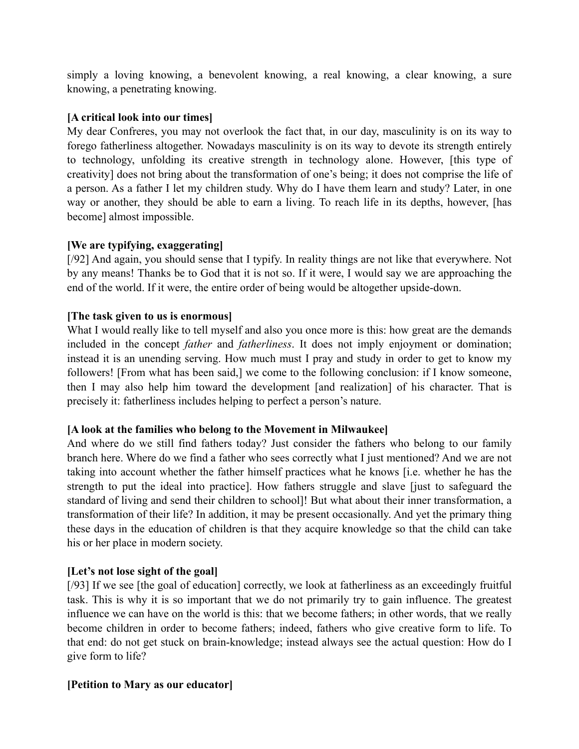simply a loving knowing, a benevolent knowing, a real knowing, a clear knowing, a sure knowing, a penetrating knowing.

**[A critical look into our times]**

My dear Confreres, you may not overlook the fact that, in our day, masculinity is on its way to forego fatherliness altogether. Nowadays masculinity is on its way to devote its strength entirely to technology, unfolding its creative strength in technology alone. However, [this type of creativity] does not bring about the transformation of one's being; it does not comprise the life of a person. As a father I let my children study. Why do I have them learn and study? Later, in one way or another, they should be able to earn a living. To reach life in its depths, however, [has become] almost impossible.

**[We are typifying, exaggerating]**

[/92] And again, you should sense that I typify. In reality things are not like that everywhere. Not by any means! Thanks be to God that it is not so. If it were, I would say we are approaching the end of the world. If it were, the entire order of being would be altogether upside-down.

**[The task given to us is enormous]**

What I would really like to tell myself and also you once more is this: how great are the demands included in the concept *father* and *fatherliness*. It does not imply enjoyment or domination; instead it is an unending serving. How much must I pray and study in order to get to know my followers! [From what has been said,] we come to the following conclusion: if I know someone, then I may also help him toward the development [and realization] of his character. That is precisely it: fatherliness includes helping to perfect a person's nature.

**[A look at the families who belong to the Movement in Milwaukee]**

And where do we still find fathers today? Just consider the fathers who belong to our family branch here. Where do we find a father who sees correctly what I just mentioned? And we are not taking into account whether the father himself practices what he knows [i.e. whether he has the strength to put the ideal into practice]. How fathers struggle and slave [just to safeguard the standard of living and send their children to school]! But what about their inner transformation, a transformation of their life? In addition, it may be present occasionally. And yet the primary thing these days in the education of children is that they acquire knowledge so that the child can take his or her place in modern society.

**[Let's not lose sight of the goal]**

[/93] If we see [the goal of education] correctly, we look at fatherliness as an exceedingly fruitful task. This is why it is so important that we do not primarily try to gain influence. The greatest influence we can have on the world is this: that we become fathers; in other words, that we really become children in order to become fathers; indeed, fathers who give creative form to life. To that end: do not get stuck on brain-knowledge; instead always see the actual question: How do I give form to life?

**[Petition to Mary as our educator]**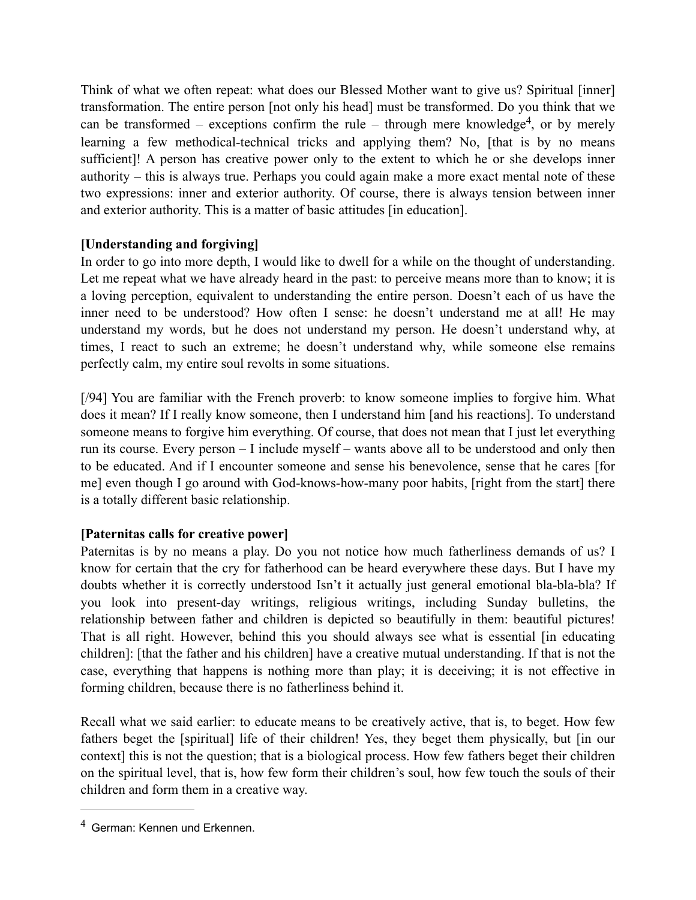Think of what we often repeat: what does our Blessed Mother want to give us? Spiritual [inner] transformation. The entire person [not only his head] must be transformed. Do you think that we can be transformed – exceptions confirm the rule – through mere knowledge[4], or by merely learning a few methodical-technical tricks and applying them? No, [that is by no means sufficient]! A person has creative power only to the extent to which he or she develops inner authority – this is always true. Perhaps you could again make a more exact mental note of these two expressions: inner and exterior authority. Of course, there is always tension between inner and exterior authority. This is a matter of basic attitudes [in education].

**[Understanding and forgiving]**

In order to go into more depth, I would like to dwell for a while on the thought of understanding. Let me repeat what we have already heard in the past: to perceive means more than to know; it is a loving perception, equivalent to understanding the entire person. Doesn't each of us have the inner need to be understood? How often I sense: he doesn't understand me at all! He may understand my words, but he does not understand my person. He doesn't understand why, at times, I react to such an extreme; he doesn't understand why, while someone else remains perfectly calm, my entire soul revolts in some situations.

[/94] You are familiar with the French proverb: to know someone implies to forgive him. What does it mean? If I really know someone, then I understand him [and his reactions]. To understand someone means to forgive him everything. Of course, that does not mean that I just let everything run its course. Every person – I include myself – wants above all to be understood and only then to be educated. And if I encounter someone and sense his benevolence, sense that he cares [for me] even though I go around with God-knows-how-many poor habits, [right from the start] there is a totally different basic relationship.

**[Paternitas calls for creative power]**

Paternitas is by no means a play. Do you not notice how much fatherliness demands of us? I know for certain that the cry for fatherhood can be heard everywhere these days. But I have my doubts whether it is correctly understood Isn't it actually just general emotional bla-bla-bla? If you look into present-day writings, religious writings, including Sunday bulletins, the relationship between father and children is depicted so beautifully in them: beautiful pictures! That is all right. However, behind this you should always see what is essential [in educating children]: [that the father and his children] have a creative mutual understanding. If that is not the case, everything that happens is nothing more than play; it is deceiving; it is not effective in forming children, because there is no fatherliness behind it.

Recall what we said earlier: to educate means to be creatively active, that is, to beget. How few fathers beget the [spiritual] life of their children! Yes, they beget them physically, but [in our context] this is not the question; that is a biological process. How few fathers beget their children on the spiritual level, that is, how few form their children's soul, how few touch the souls of their children and form them in a creative way.

---

[4] German: Kennen und Erkennen.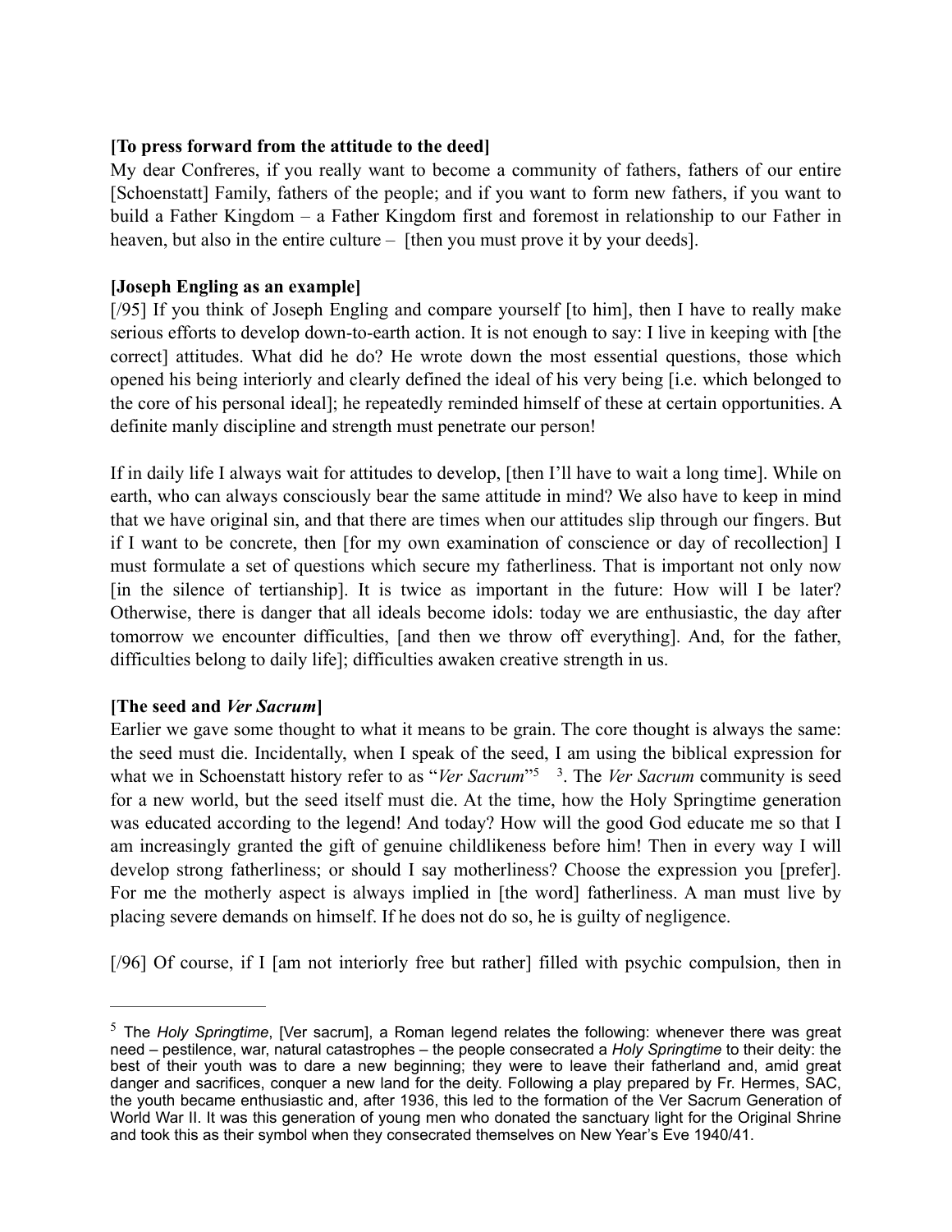**[To press forward from the attitude to the deed]**

My dear Confreres, if you really want to become a community of fathers, fathers of our entire [Schoenstatt] Family, fathers of the people; and if you want to form new fathers, if you want to build a Father Kingdom – a Father Kingdom first and foremost in relationship to our Father in heaven, but also in the entire culture – [then you must prove it by your deeds].

**[Joseph Engling as an example]**

[/95] If you think of Joseph Engling and compare yourself [to him], then I have to really make serious efforts to develop down-to-earth action. It is not enough to say: I live in keeping with [the correct] attitudes. What did he do? He wrote down the most essential questions, those which opened his being interiorly and clearly defined the ideal of his very being [i.e. which belonged to the core of his personal ideal]; he repeatedly reminded himself of these at certain opportunities. A definite manly discipline and strength must penetrate our person!

If in daily life I always wait for attitudes to develop, [then I'll have to wait a long time]. While on earth, who can always consciously bear the same attitude in mind? We also have to keep in mind that we have original sin, and that there are times when our attitudes slip through our fingers. But if I want to be concrete, then [for my own examination of conscience or day of recollection] I must formulate a set of questions which secure my fatherliness. That is important not only now [in the silence of tertianship]. It is twice as important in the future: How will I be later? Otherwise, there is danger that all ideals become idols: today we are enthusiastic, the day after tomorrow we encounter difficulties, [and then we throw off everything]. And, for the father, difficulties belong to daily life]; difficulties awaken creative strength in us.

**[The seed and *Ver Sacrum*]**

Earlier we gave some thought to what it means to be grain. The core thought is always the same: the seed must die. Incidentally, when I speak of the seed, I am using the biblical expression for what we in Schoenstatt history refer to as "*Ver Sacrum*"[5] [3]. The *Ver Sacrum* community is seed for a new world, but the seed itself must die. At the time, how the Holy Springtime generation was educated according to the legend! And today? How will the good God educate me so that I am increasingly granted the gift of genuine childlikeness before him! Then in every way I will develop strong fatherliness; or should I say motherliness? Choose the expression you [prefer]. For me the motherly aspect is always implied in [the word] fatherliness. A man must live by placing severe demands on himself. If he does not do so, he is guilty of negligence.

[/96] Of course, if I [am not interiorly free but rather] filled with psychic compulsion, then in

---

[5] The *Holy Springtime*, [Ver sacrum], a Roman legend relates the following: whenever there was great need – pestilence, war, natural catastrophes – the people consecrated a *Holy Springtime* to their deity: the best of their youth was to dare a new beginning; they were to leave their fatherland and, amid great danger and sacrifices, conquer a new land for the deity. Following a play prepared by Fr. Hermes, SAC, the youth became enthusiastic and, after 1936, this led to the formation of the Ver Sacrum Generation of World War II. It was this generation of young men who donated the sanctuary light for the Original Shrine and took this as their symbol when they consecrated themselves on New Year's Eve 1940/41.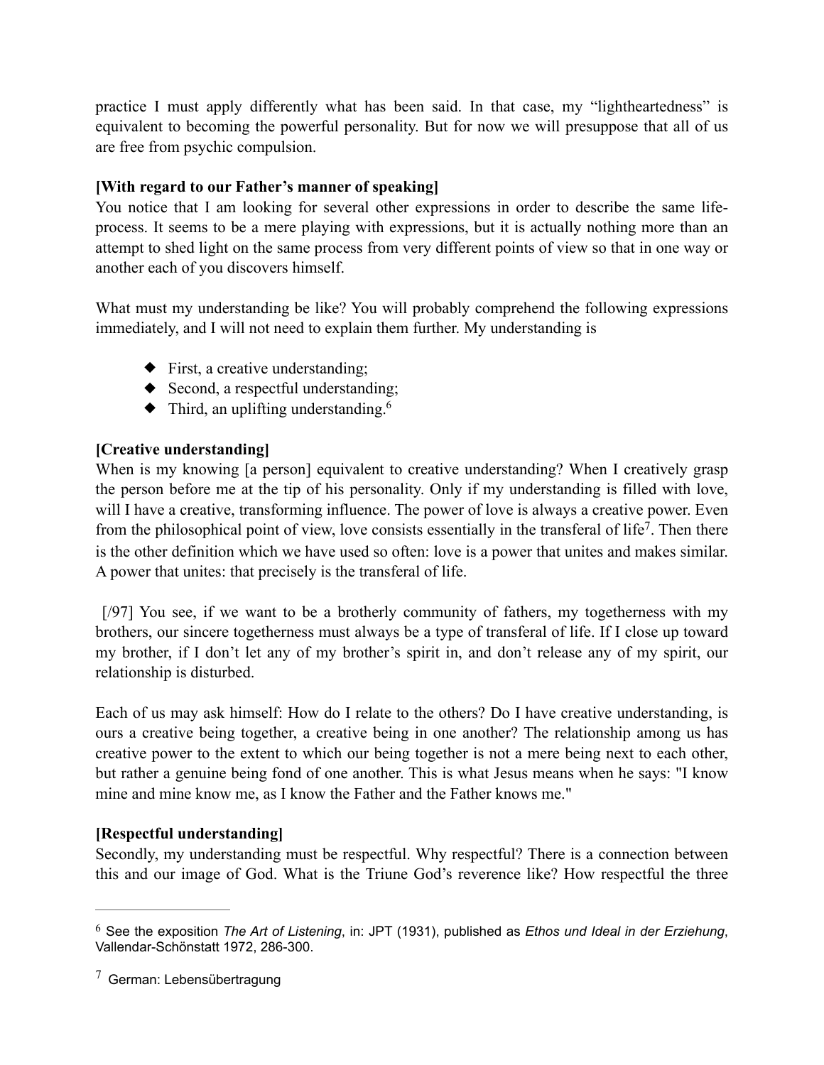practice I must apply differently what has been said. In that case, my "lightheartedness" is equivalent to becoming the powerful personality. But for now we will presuppose that all of us are free from psychic compulsion.

**[With regard to our Father's manner of speaking]**

You notice that I am looking for several other expressions in order to describe the same life-process. It seems to be a mere playing with expressions, but it is actually nothing more than an attempt to shed light on the same process from very different points of view so that in one way or another each of you discovers himself.

What must my understanding be like? You will probably comprehend the following expressions immediately, and I will not need to explain them further. My understanding is

- First, a creative understanding;
- Second, a respectful understanding;
- Third, an uplifting understanding.[6]

**[Creative understanding]**

When is my knowing [a person] equivalent to creative understanding? When I creatively grasp the person before me at the tip of his personality. Only if my understanding is filled with love, will I have a creative, transforming influence. The power of love is always a creative power. Even from the philosophical point of view, love consists essentially in the transferal of life[7]. Then there is the other definition which we have used so often: love is a power that unites and makes similar. A power that unites: that precisely is the transferal of life.

[/97] You see, if we want to be a brotherly community of fathers, my togetherness with my brothers, our sincere togetherness must always be a type of transferal of life. If I close up toward my brother, if I don't let any of my brother's spirit in, and don't release any of my spirit, our relationship is disturbed.

Each of us may ask himself: How do I relate to the others? Do I have creative understanding, is ours a creative being together, a creative being in one another? The relationship among us has creative power to the extent to which our being together is not a mere being next to each other, but rather a genuine being fond of one another. This is what Jesus means when he says: "I know mine and mine know me, as I know the Father and the Father knows me."

**[Respectful understanding]**

Secondly, my understanding must be respectful. Why respectful? There is a connection between this and our image of God. What is the Triune God's reverence like? How respectful the three

---

[6] See the exposition *The Art of Listening*, in: JPT (1931), published as *Ethos und Ideal in der Erziehung*, Vallendar-Schönstatt 1972, 286-300.

[7] German: Lebensübertragung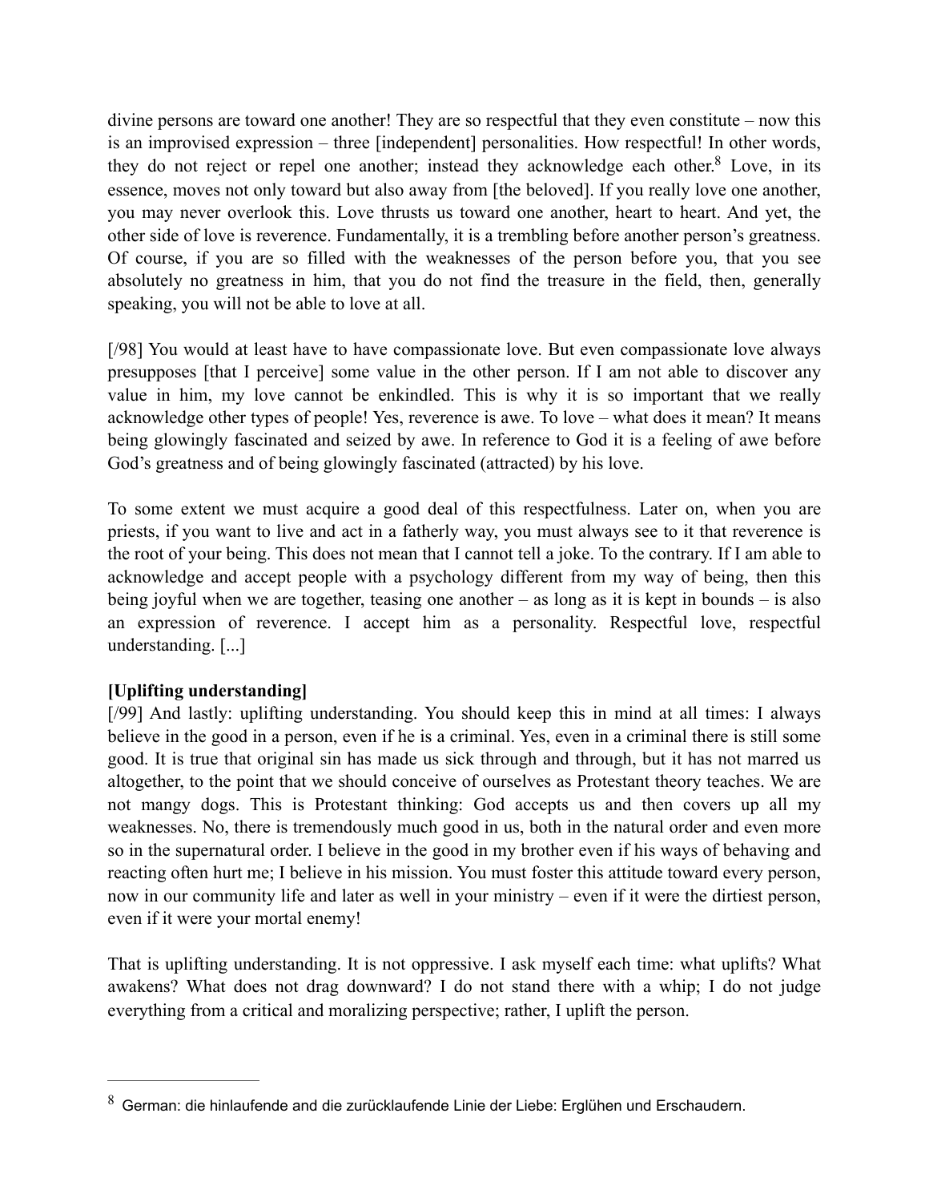divine persons are toward one another! They are so respectful that they even constitute – now this is an improvised expression – three [independent] personalities. How respectful! In other words, they do not reject or repel one another; instead they acknowledge each other.[8] Love, in its essence, moves not only toward but also away from [the beloved]. If you really love one another, you may never overlook this. Love thrusts us toward one another, heart to heart. And yet, the other side of love is reverence. Fundamentally, it is a trembling before another person's greatness. Of course, if you are so filled with the weaknesses of the person before you, that you see absolutely no greatness in him, that you do not find the treasure in the field, then, generally speaking, you will not be able to love at all.

[/98] You would at least have to have compassionate love. But even compassionate love always presupposes [that I perceive] some value in the other person. If I am not able to discover any value in him, my love cannot be enkindled. This is why it is so important that we really acknowledge other types of people! Yes, reverence is awe. To love – what does it mean? It means being glowingly fascinated and seized by awe. In reference to God it is a feeling of awe before God's greatness and of being glowingly fascinated (attracted) by his love.

To some extent we must acquire a good deal of this respectfulness. Later on, when you are priests, if you want to live and act in a fatherly way, you must always see to it that reverence is the root of your being. This does not mean that I cannot tell a joke. To the contrary. If I am able to acknowledge and accept people with a psychology different from my way of being, then this being joyful when we are together, teasing one another – as long as it is kept in bounds – is also an expression of reverence. I accept him as a personality. Respectful love, respectful understanding. [...]

**[Uplifting understanding]**

[/99] And lastly: uplifting understanding. You should keep this in mind at all times: I always believe in the good in a person, even if he is a criminal. Yes, even in a criminal there is still some good. It is true that original sin has made us sick through and through, but it has not marred us altogether, to the point that we should conceive of ourselves as Protestant theory teaches. We are not mangy dogs. This is Protestant thinking: God accepts us and then covers up all my weaknesses. No, there is tremendously much good in us, both in the natural order and even more so in the supernatural order. I believe in the good in my brother even if his ways of behaving and reacting often hurt me; I believe in his mission. You must foster this attitude toward every person, now in our community life and later as well in your ministry – even if it were the dirtiest person, even if it were your mortal enemy!

That is uplifting understanding. It is not oppressive. I ask myself each time: what uplifts? What awakens? What does not drag downward? I do not stand there with a whip; I do not judge everything from a critical and moralizing perspective; rather, I uplift the person.

---

[8] German: die hinlaufende and die zurücklaufende Linie der Liebe: Erglühen und Erschaudern.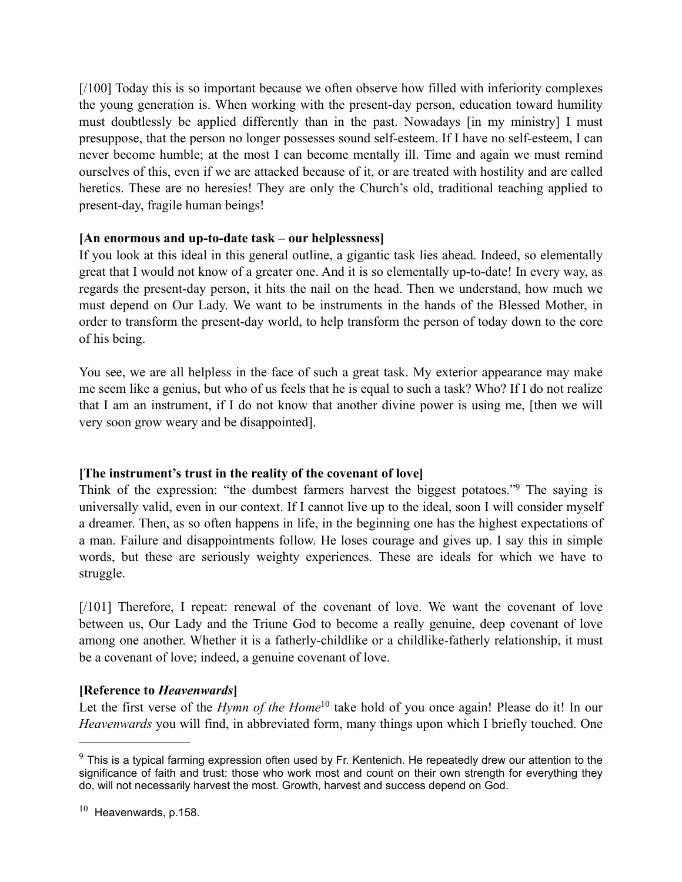[/100] Today this is so important because we often observe how filled with inferiority complexes the young generation is. When working with the present-day person, education toward humility must doubtlessly be applied differently than in the past. Nowadays [in my ministry] I must presuppose, that the person no longer possesses sound self-esteem. If I have no self-esteem, I can never become humble; at the most I can become mentally ill. Time and again we must remind ourselves of this, even if we are attacked because of it, or are treated with hostility and are called heretics. These are no heresies! They are only the Church's old, traditional teaching applied to present-day, fragile human beings!

**[An enormous and up-to-date task – our helplessness]**

If you look at this ideal in this general outline, a gigantic task lies ahead. Indeed, so elementally great that I would not know of a greater one. And it is so elementally up-to-date! In every way, as regards the present-day person, it hits the nail on the head. Then we understand, how much we must depend on Our Lady. We want to be instruments in the hands of the Blessed Mother, in order to transform the present-day world, to help transform the person of today down to the core of his being.

You see, we are all helpless in the face of such a great task. My exterior appearance may make me seem like a genius, but who of us feels that he is equal to such a task? Who? If I do not realize that I am an instrument, if I do not know that another divine power is using me, [then we will very soon grow weary and be disappointed].

**[The instrument's trust in the reality of the covenant of love]**

Think of the expression: "the dumbest farmers harvest the biggest potatoes."[9] The saying is universally valid, even in our context. If I cannot live up to the ideal, soon I will consider myself a dreamer. Then, as so often happens in life, in the beginning one has the highest expectations of a man. Failure and disappointments follow. He loses courage and gives up. I say this in simple words, but these are seriously weighty experiences. These are ideals for which we have to struggle.

[/101] Therefore, I repeat: renewal of the covenant of love. We want the covenant of love between us, Our Lady and the Triune God to become a really genuine, deep covenant of love among one another. Whether it is a fatherly-childlike or a childlike-fatherly relationship, it must be a covenant of love; indeed, a genuine covenant of love.

**[Reference to *Heavenwards*]**

Let the first verse of the *Hymn of the Home*[10] take hold of you once again! Please do it! In our *Heavenwards* you will find, in abbreviated form, many things upon which I briefly touched. One

---

[9] This is a typical farming expression often used by Fr. Kentenich. He repeatedly drew our attention to the significance of faith and trust: those who work most and count on their own strength for everything they do, will not necessarily harvest the most. Growth, harvest and success depend on God.

[10] Heavenwards, p.158.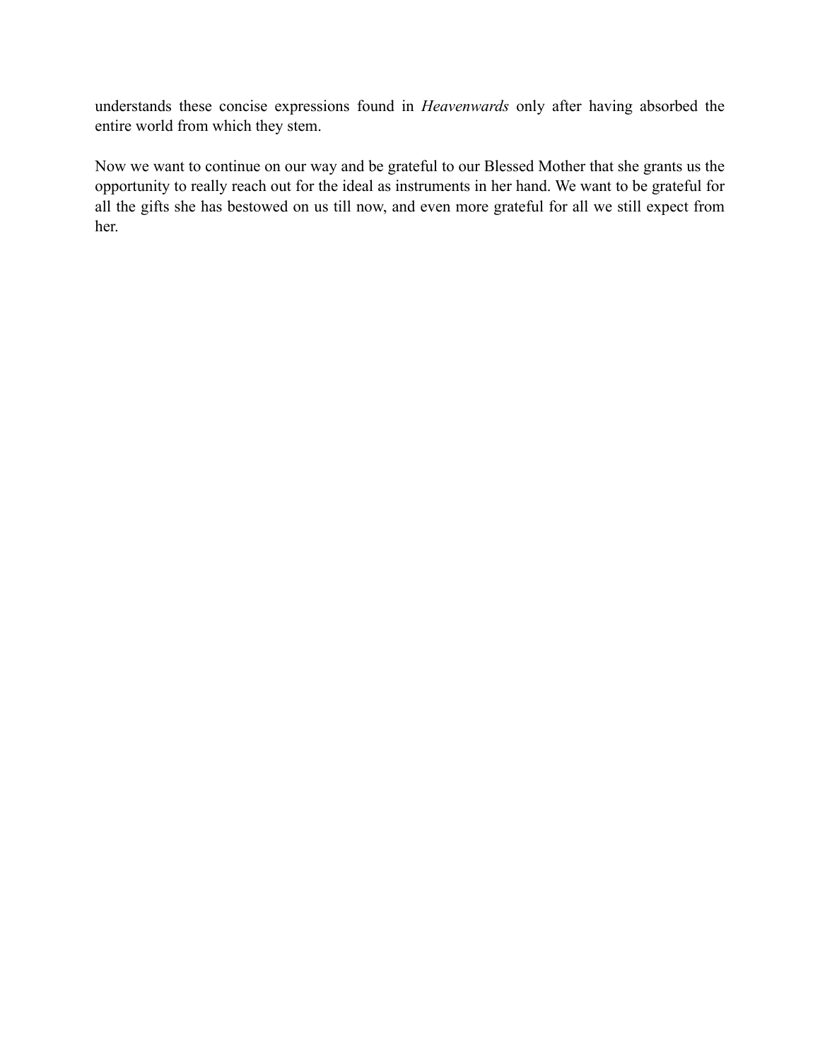understands these concise expressions found in *Heavenwards* only after having absorbed the entire world from which they stem.

Now we want to continue on our way and be grateful to our Blessed Mother that she grants us the opportunity to really reach out for the ideal as instruments in her hand. We want to be grateful for all the gifts she has bestowed on us till now, and even more grateful for all we still expect from her.